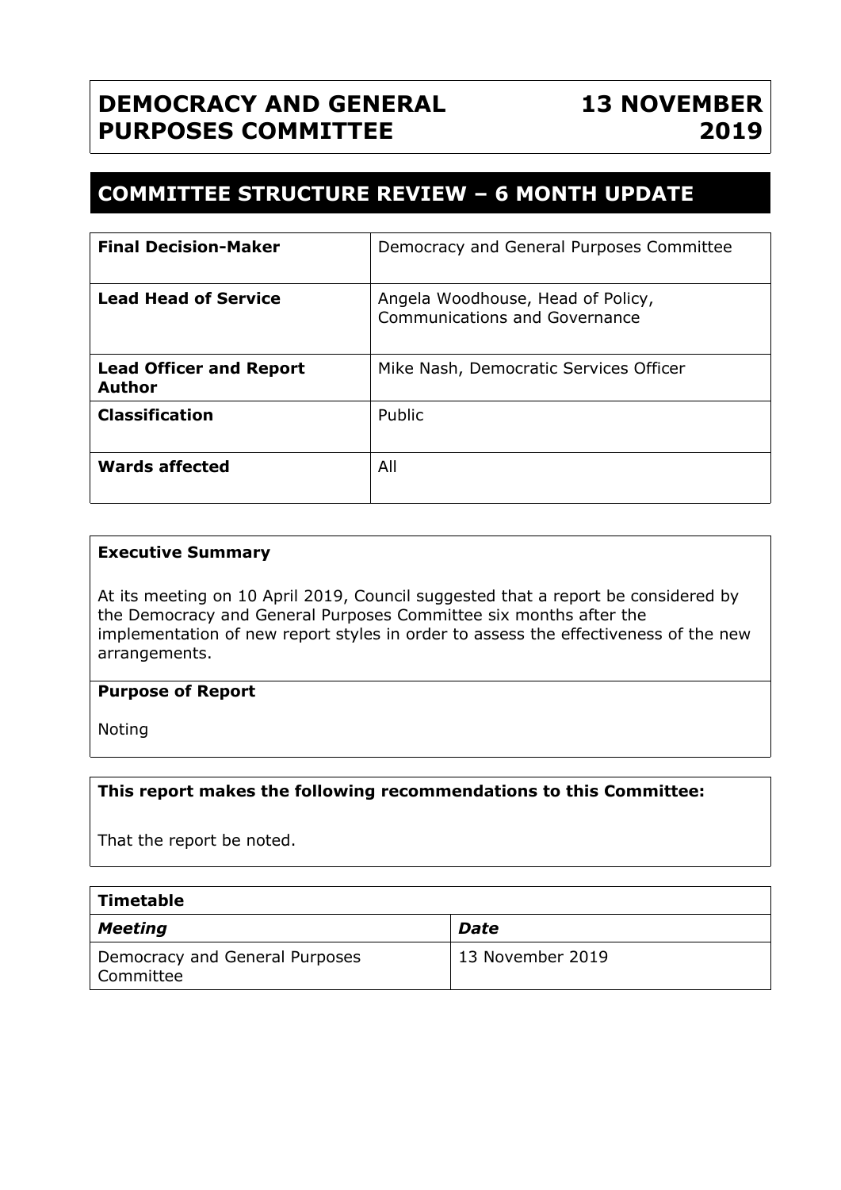# DEMOCRACY AND GENERAL PURPOSES COMMITTEE

# 13 NOVEMBER 2019

## COMMITTEE STRUCTURE REVIEW – 6 MONTH UPDATE

| **Final Decision-Maker** | Democracy and General Purposes Committee |
|---|---|
| **Lead Head of Service** | Angela Woodhouse, Head of Policy, Communications and Governance |
| **Lead Officer and Report Author** | Mike Nash, Democratic Services Officer |
| **Classification** | Public |
| **Wards affected** | All |

**Executive Summary**

At its meeting on 10 April 2019, Council suggested that a report be considered by the Democracy and General Purposes Committee six months after the implementation of new report styles in order to assess the effectiveness of the new arrangements.

**Purpose of Report**

Noting

**This report makes the following recommendations to this Committee:**

That the report be noted.

| **Timetable** | |
|---|---|
| ***Meeting*** | ***Date*** |
| Democracy and General Purposes Committee | 13 November 2019 |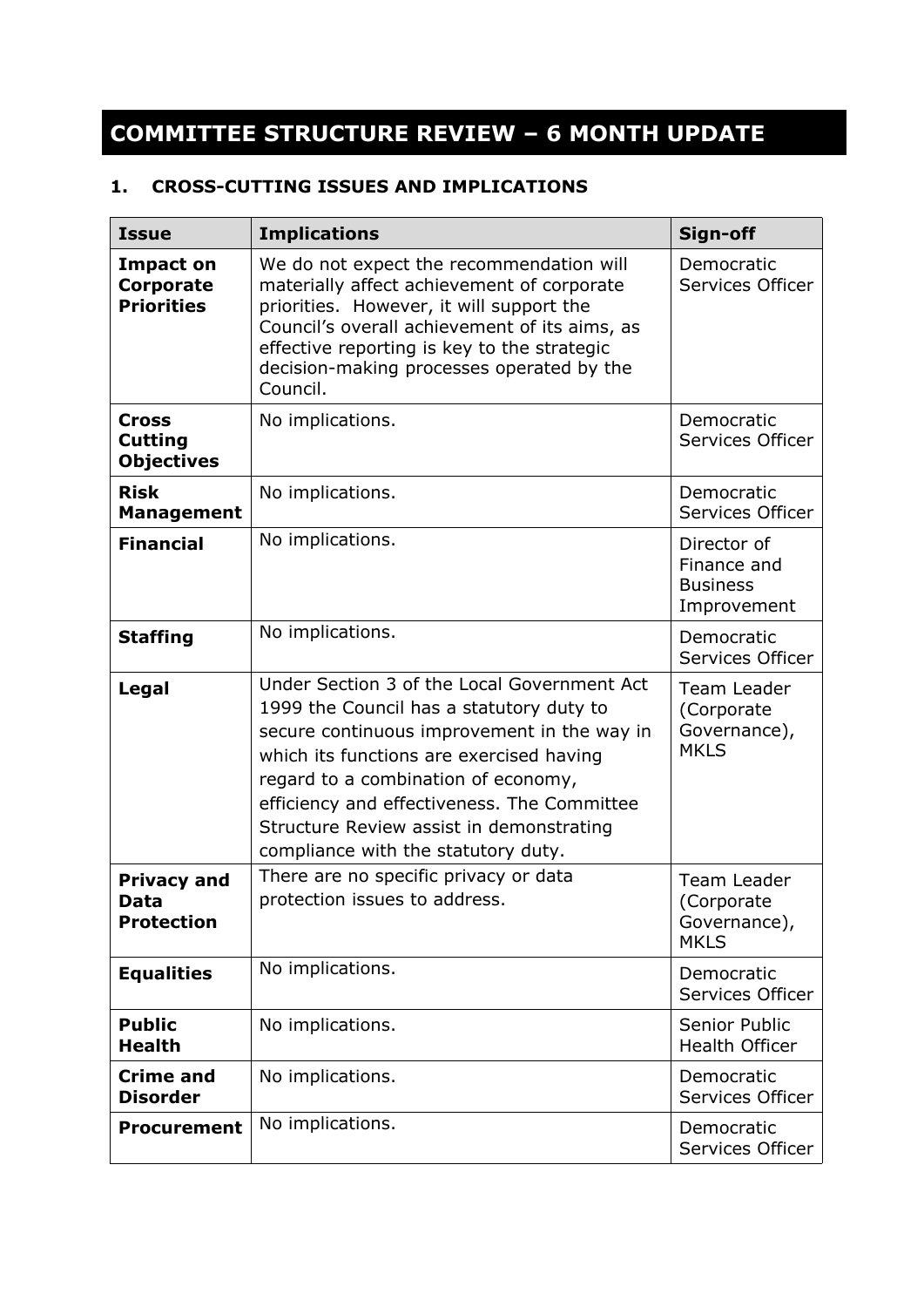# COMMITTEE STRUCTURE REVIEW – 6 MONTH UPDATE

## 1. CROSS-CUTTING ISSUES AND IMPLICATIONS

| Issue | Implications | Sign-off |
|---|---|---|
| **Impact on Corporate Priorities** | We do not expect the recommendation will materially affect achievement of corporate priorities. However, it will support the Council's overall achievement of its aims, as effective reporting is key to the strategic decision-making processes operated by the Council. | Democratic Services Officer |
| **Cross Cutting Objectives** | No implications. | Democratic Services Officer |
| **Risk Management** | No implications. | Democratic Services Officer |
| **Financial** | No implications. | Director of Finance and Business Improvement |
| **Staffing** | No implications. | Democratic Services Officer |
| **Legal** | Under Section 3 of the Local Government Act 1999 the Council has a statutory duty to secure continuous improvement in the way in which its functions are exercised having regard to a combination of economy, efficiency and effectiveness. The Committee Structure Review assist in demonstrating compliance with the statutory duty. | Team Leader (Corporate Governance), MKLS |
| **Privacy and Data Protection** | There are no specific privacy or data protection issues to address. | Team Leader (Corporate Governance), MKLS |
| **Equalities** | No implications. | Democratic Services Officer |
| **Public Health** | No implications. | Senior Public Health Officer |
| **Crime and Disorder** | No implications. | Democratic Services Officer |
| **Procurement** | No implications. | Democratic Services Officer |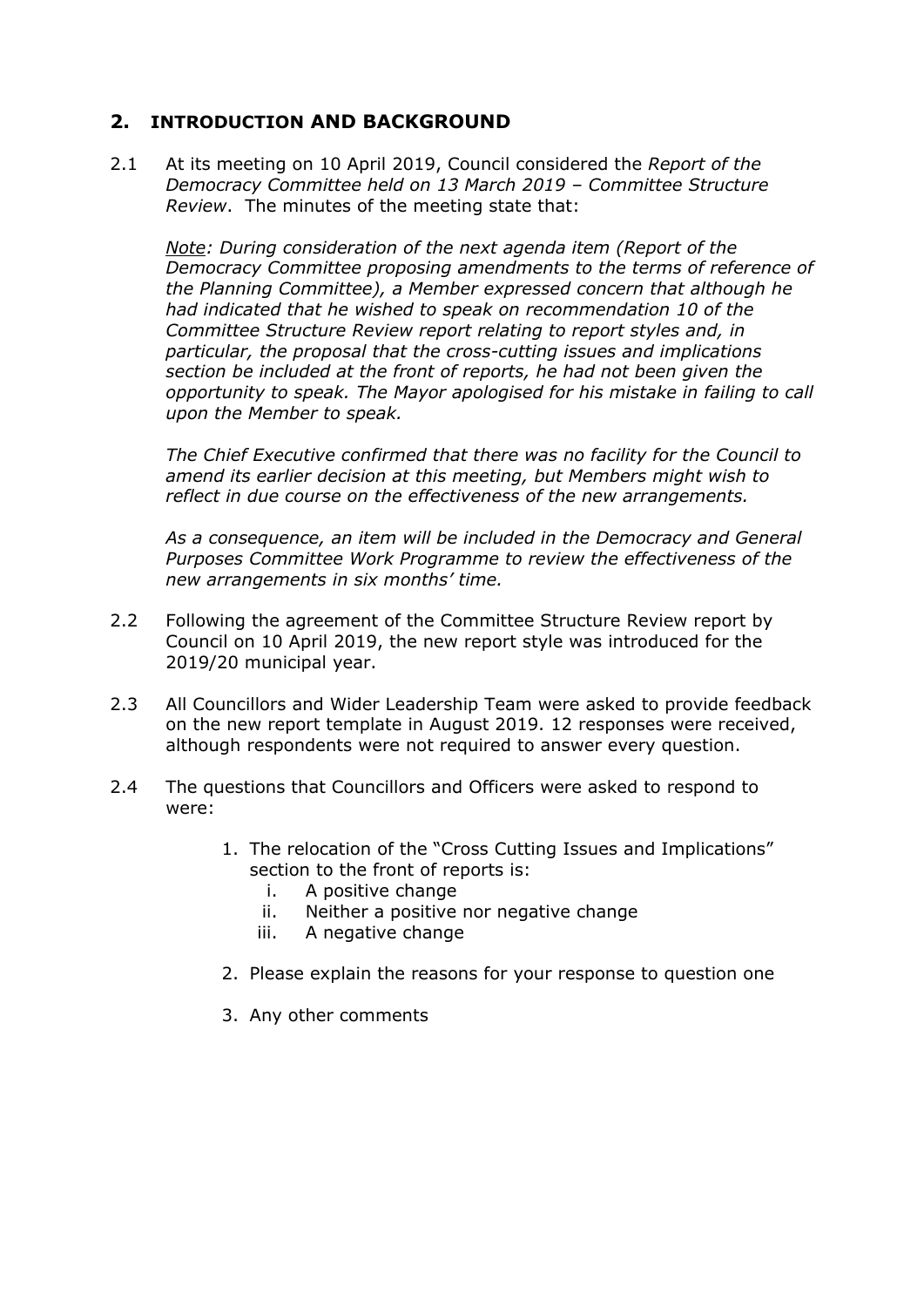## 2. INTRODUCTION AND BACKGROUND

2.1 At its meeting on 10 April 2019, Council considered the *Report of the Democracy Committee held on 13 March 2019 – Committee Structure Review*. The minutes of the meeting state that:

*Note: During consideration of the next agenda item (Report of the Democracy Committee proposing amendments to the terms of reference of the Planning Committee), a Member expressed concern that although he had indicated that he wished to speak on recommendation 10 of the Committee Structure Review report relating to report styles and, in particular, the proposal that the cross-cutting issues and implications section be included at the front of reports, he had not been given the opportunity to speak. The Mayor apologised for his mistake in failing to call upon the Member to speak.*

*The Chief Executive confirmed that there was no facility for the Council to amend its earlier decision at this meeting, but Members might wish to reflect in due course on the effectiveness of the new arrangements.*

*As a consequence, an item will be included in the Democracy and General Purposes Committee Work Programme to review the effectiveness of the new arrangements in six months' time.*

2.2 Following the agreement of the Committee Structure Review report by Council on 10 April 2019, the new report style was introduced for the 2019/20 municipal year.

2.3 All Councillors and Wider Leadership Team were asked to provide feedback on the new report template in August 2019. 12 responses were received, although respondents were not required to answer every question.

2.4 The questions that Councillors and Officers were asked to respond to were:

1. The relocation of the "Cross Cutting Issues and Implications" section to the front of reports is:
   i. A positive change
   ii. Neither a positive nor negative change
   iii. A negative change
2. Please explain the reasons for your response to question one
3. Any other comments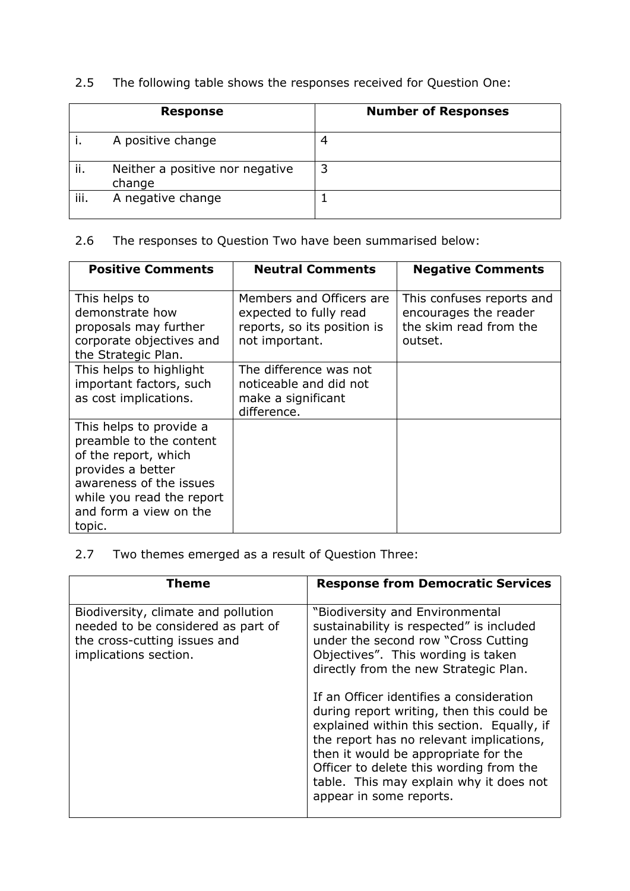2.5 The following table shows the responses received for Question One:

| Response | Number of Responses |
|---|---|
| i. A positive change | 4 |
| ii. Neither a positive nor negative change | 3 |
| iii. A negative change | 1 |

2.6 The responses to Question Two have been summarised below:

| Positive Comments | Neutral Comments | Negative Comments |
|---|---|---|
| This helps to demonstrate how proposals may further corporate objectives and the Strategic Plan. | Members and Officers are expected to fully read reports, so its position is not important. | This confuses reports and encourages the reader the skim read from the outset. |
| This helps to highlight important factors, such as cost implications. | The difference was not noticeable and did not make a significant difference. | |
| This helps to provide a preamble to the content of the report, which provides a better awareness of the issues while you read the report and form a view on the topic. | | |

2.7 Two themes emerged as a result of Question Three:

| Theme | Response from Democratic Services |
|---|---|
| Biodiversity, climate and pollution needed to be considered as part of the cross-cutting issues and implications section. | "Biodiversity and Environmental sustainability is respected" is included under the second row "Cross Cutting Objectives". This wording is taken directly from the new Strategic Plan.<br><br>If an Officer identifies a consideration during report writing, then this could be explained within this section. Equally, if the report has no relevant implications, then it would be appropriate for the Officer to delete this wording from the table. This may explain why it does not appear in some reports. |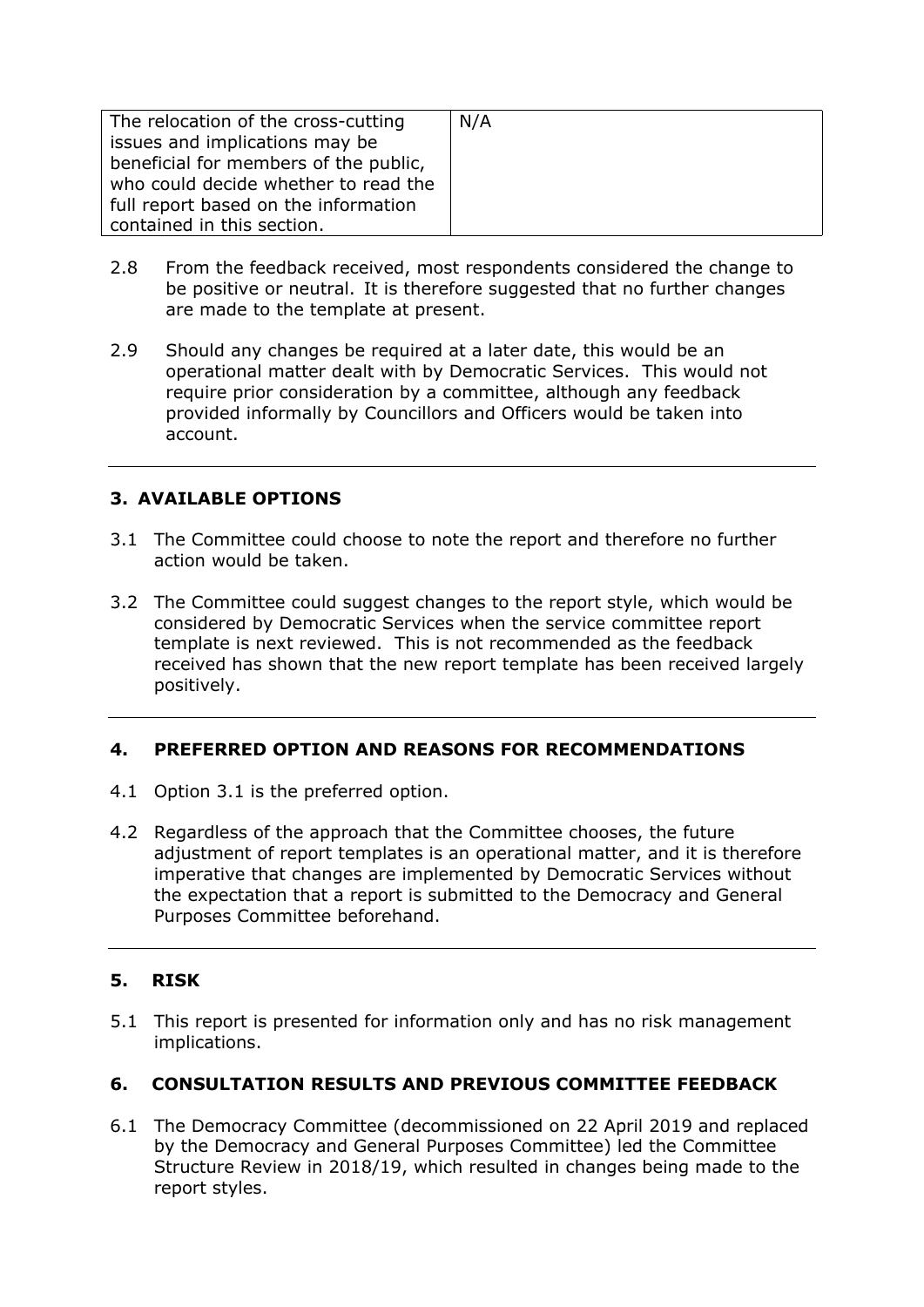| The relocation of the cross-cutting issues and implications may be beneficial for members of the public, who could decide whether to read the full report based on the information contained in this section. | N/A |
| --- | --- |

2.8 From the feedback received, most respondents considered the change to be positive or neutral. It is therefore suggested that no further changes are made to the template at present.

2.9 Should any changes be required at a later date, this would be an operational matter dealt with by Democratic Services. This would not require prior consideration by a committee, although any feedback provided informally by Councillors and Officers would be taken into account.

---

## 3. AVAILABLE OPTIONS

3.1 The Committee could choose to note the report and therefore no further action would be taken.

3.2 The Committee could suggest changes to the report style, which would be considered by Democratic Services when the service committee report template is next reviewed. This is not recommended as the feedback received has shown that the new report template has been received largely positively.

---

## 4. PREFERRED OPTION AND REASONS FOR RECOMMENDATIONS

4.1 Option 3.1 is the preferred option.

4.2 Regardless of the approach that the Committee chooses, the future adjustment of report templates is an operational matter, and it is therefore imperative that changes are implemented by Democratic Services without the expectation that a report is submitted to the Democracy and General Purposes Committee beforehand.

---

## 5. RISK

5.1 This report is presented for information only and has no risk management implications.

## 6. CONSULTATION RESULTS AND PREVIOUS COMMITTEE FEEDBACK

6.1 The Democracy Committee (decommissioned on 22 April 2019 and replaced by the Democracy and General Purposes Committee) led the Committee Structure Review in 2018/19, which resulted in changes being made to the report styles.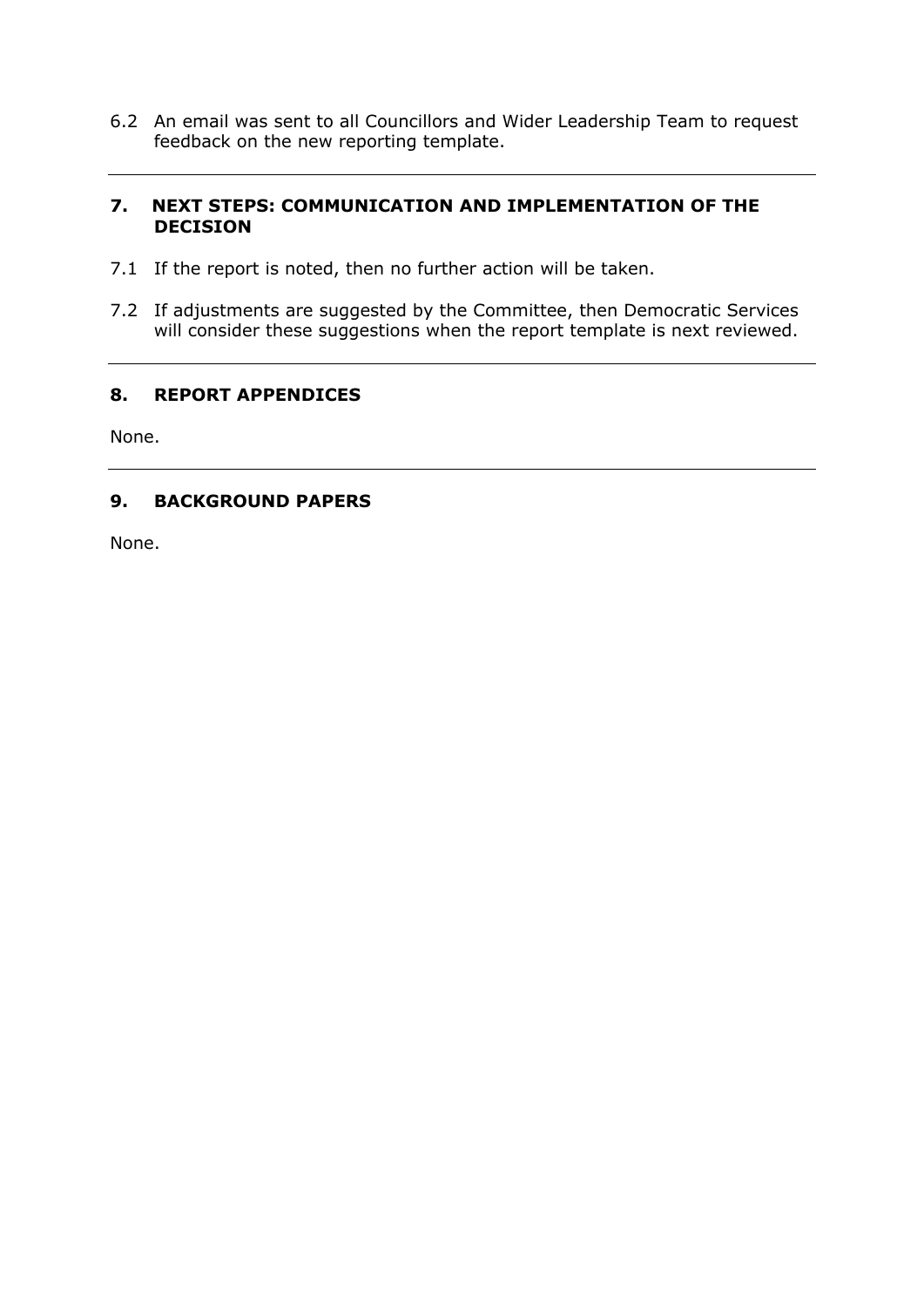6.2 An email was sent to all Councillors and Wider Leadership Team to request feedback on the new reporting template.

---

## 7. NEXT STEPS: COMMUNICATION AND IMPLEMENTATION OF THE DECISION

7.1 If the report is noted, then no further action will be taken.

7.2 If adjustments are suggested by the Committee, then Democratic Services will consider these suggestions when the report template is next reviewed.

---

## 8. REPORT APPENDICES

None.

---

## 9. BACKGROUND PAPERS

None.